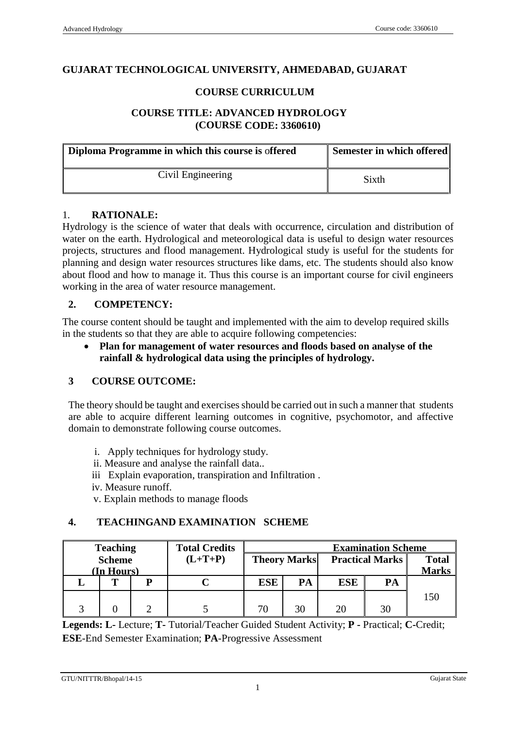# GUJARAT TECHNOLOGICAL UNIVERSITY, AHMEDABAD, GUJARAT

## COURSE CURRICULUM

## COURSE TITLE: ADVANCED HYDROLOGY (COURSE CODE: 3360610)

| Diploma Programme in which this course is offered | Semester in which offered |
|---|---|
| Civil Engineering | Sixth |

### 1. RATIONALE:

Hydrology is the science of water that deals with occurrence, circulation and distribution of water on the earth. Hydrological and meteorological data is useful to design water resources projects, structures and flood management. Hydrological study is useful for the students for planning and design water resources structures like dams, etc. The students should also know about flood and how to manage it. Thus this course is an important course for civil engineers working in the area of water resource management.

### 2. COMPETENCY:

The course content should be taught and implemented with the aim to develop required skills in the students so that they are able to acquire following competencies:

- **Plan for management of water resources and floods based on analyse of the rainfall & hydrological data using the principles of hydrology.**

### 3 COURSE OUTCOME:

The theory should be taught and exercises should be carried out in such a manner that students are able to acquire different learning outcomes in cognitive, psychomotor, and affective domain to demonstrate following course outcomes.

i. Apply techniques for hydrology study.
ii. Measure and analyse the rainfall data..
iii Explain evaporation, transpiration and Infiltration .
iv. Measure runoff.
v. Explain methods to manage floods

### 4. TEACHINGAND EXAMINATION SCHEME

| Teaching Scheme (In Hours) | | | Total Credits (L+T+P) | Examination Scheme | | | | |
|---|---|---|---|---|---|---|---|---|
| | | | | Theory Marks | | Practical Marks | | Total Marks |
| L | T | P | C | ESE | PA | ESE | PA | |
| 3 | 0 | 2 | 5 | 70 | 30 | 20 | 30 | 150 |

**Legends: L-** Lecture; **T-** Tutorial/Teacher Guided Student Activity; **P -** Practical; **C-**Credit; **ESE**-End Semester Examination; **PA**-Progressive Assessment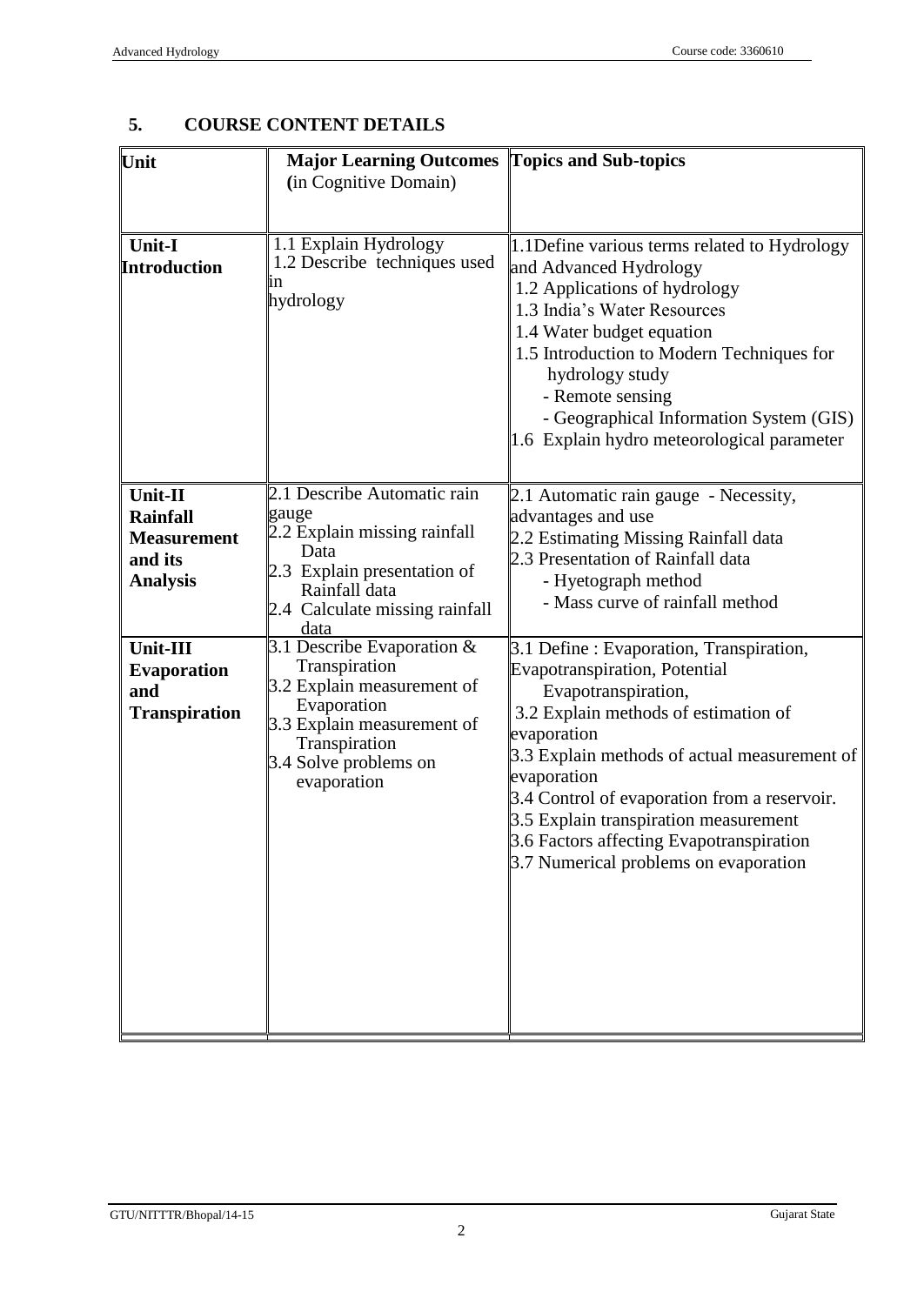## 5. COURSE CONTENT DETAILS

| Unit | Major Learning Outcomes (in Cognitive Domain) | Topics and Sub-topics |
|---|---|---|
| **Unit-I Introduction** | 1.1 Explain Hydrology<br>1.2 Describe techniques used in hydrology | 1.1Define various terms related to Hydrology and Advanced Hydrology<br>1.2 Applications of hydrology<br>1.3 India's Water Resources<br>1.4 Water budget equation<br>1.5 Introduction to Modern Techniques for hydrology study<br>- Remote sensing<br>- Geographical Information System (GIS)<br>1.6 Explain hydro meteorological parameter |
| **Unit-II Rainfall Measurement and its Analysis** | 2.1 Describe Automatic rain gauge<br>2.2 Explain missing rainfall Data<br>2.3 Explain presentation of Rainfall data<br>2.4 Calculate missing rainfall data | 2.1 Automatic rain gauge - Necessity, advantages and use<br>2.2 Estimating Missing Rainfall data<br>2.3 Presentation of Rainfall data<br>- Hyetograph method<br>- Mass curve of rainfall method |
| **Unit-III Evaporation and Transpiration** | 3.1 Describe Evaporation & Transpiration<br>3.2 Explain measurement of Evaporation<br>3.3 Explain measurement of Transpiration<br>3.4 Solve problems on evaporation | 3.1 Define : Evaporation, Transpiration, Evapotranspiration, Potential Evapotranspiration,<br>3.2 Explain methods of estimation of evaporation<br>3.3 Explain methods of actual measurement of evaporation<br>3.4 Control of evaporation from a reservoir.<br>3.5 Explain transpiration measurement<br>3.6 Factors affecting Evapotranspiration<br>3.7 Numerical problems on evaporation |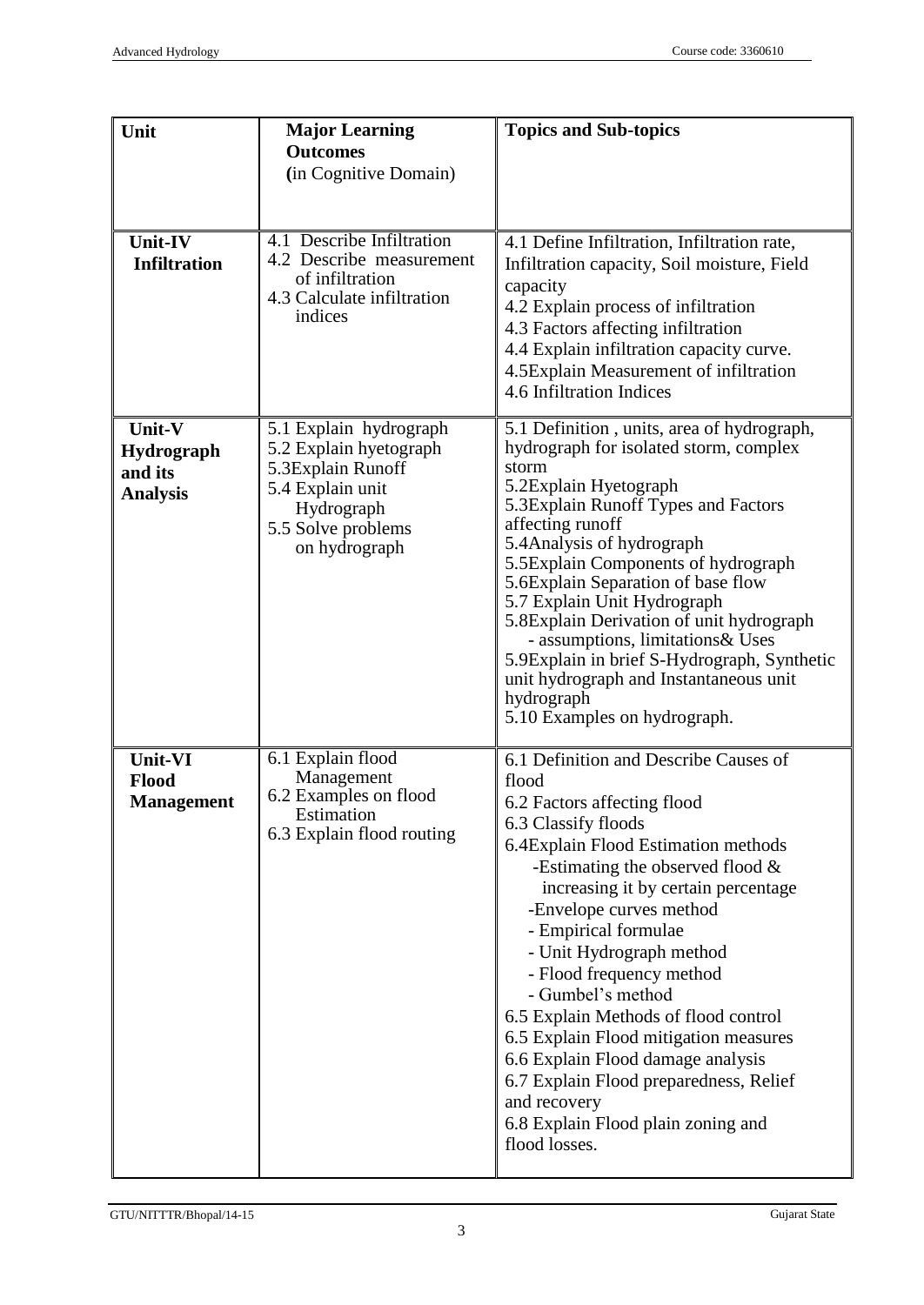| Unit | Major Learning Outcomes (in Cognitive Domain) | Topics and Sub-topics |
|---|---|---|
| **Unit-IV Infiltration** | 4.1 Describe Infiltration<br>4.2 Describe measurement of infiltration<br>4.3 Calculate infiltration indices | 4.1 Define Infiltration, Infiltration rate, Infiltration capacity, Soil moisture, Field capacity<br>4.2 Explain process of infiltration<br>4.3 Factors affecting infiltration<br>4.4 Explain infiltration capacity curve.<br>4.5Explain Measurement of infiltration<br>4.6 Infiltration Indices |
| **Unit-V Hydrograph and its Analysis** | 5.1 Explain hydrograph<br>5.2 Explain hyetograph<br>5.3Explain Runoff<br>5.4 Explain unit Hydrograph<br>5.5 Solve problems on hydrograph | 5.1 Definition , units, area of hydrograph, hydrograph for isolated storm, complex storm<br>5.2Explain Hyetograph<br>5.3Explain Runoff Types and Factors affecting runoff<br>5.4Analysis of hydrograph<br>5.5Explain Components of hydrograph<br>5.6Explain Separation of base flow<br>5.7 Explain Unit Hydrograph<br>5.8Explain Derivation of unit hydrograph - assumptions, limitations& Uses<br>5.9Explain in brief S-Hydrograph, Synthetic unit hydrograph and Instantaneous unit hydrograph<br>5.10 Examples on hydrograph. |
| **Unit-VI Flood Management** | 6.1 Explain flood Management<br>6.2 Examples on flood Estimation<br>6.3 Explain flood routing | 6.1 Definition and Describe Causes of flood<br>6.2 Factors affecting flood<br>6.3 Classify floods<br>6.4Explain Flood Estimation methods<br>-Estimating the observed flood & increasing it by certain percentage<br>-Envelope curves method<br>- Empirical formulae<br>- Unit Hydrograph method<br>- Flood frequency method<br>- Gumbel's method<br>6.5 Explain Methods of flood control<br>6.5 Explain Flood mitigation measures<br>6.6 Explain Flood damage analysis<br>6.7 Explain Flood preparedness, Relief and recovery<br>6.8 Explain Flood plain zoning and flood losses. |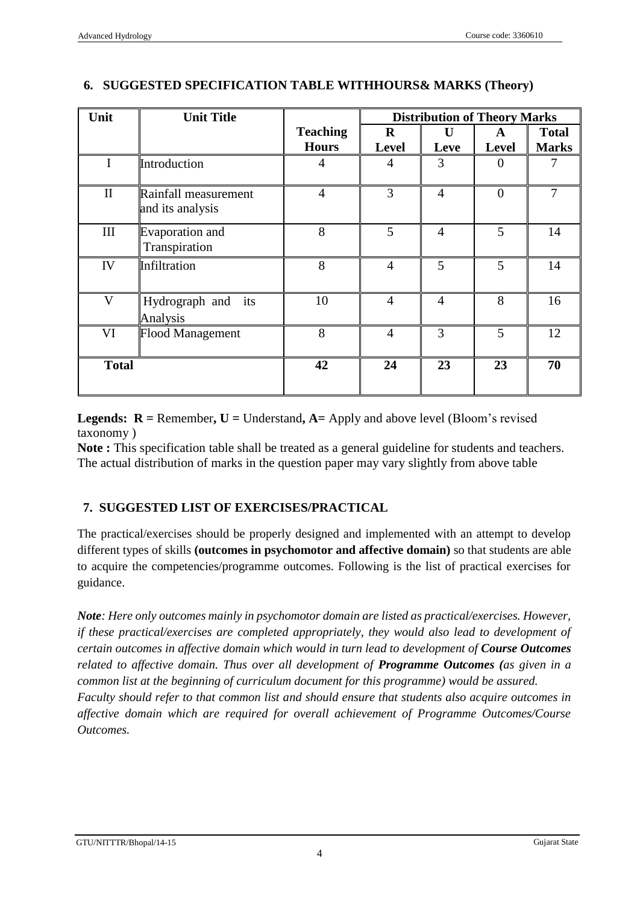## 6. SUGGESTED SPECIFICATION TABLE WITHHOURS& MARKS (Theory)

| Unit | Unit Title | Teaching Hours | Distribution of Theory Marks | | | |
|---|---|---|---|---|---|---|
| | | | R Level | U Leve | A Level | Total Marks |
| I | Introduction | 4 | 4 | 3 | 0 | 7 |
| II | Rainfall measurement and its analysis | 4 | 3 | 4 | 0 | 7 |
| III | Evaporation and Transpiration | 8 | 5 | 4 | 5 | 14 |
| IV | Infiltration | 8 | 4 | 5 | 5 | 14 |
| V | Hydrograph and its Analysis | 10 | 4 | 4 | 8 | 16 |
| VI | Flood Management | 8 | 4 | 3 | 5 | 12 |
| **Total** | | **42** | **24** | **23** | **23** | **70** |

**Legends: R =** Remember**, U =** Understand**, A=** Apply and above level (Bloom's revised taxonomy )

**Note :** This specification table shall be treated as a general guideline for students and teachers. The actual distribution of marks in the question paper may vary slightly from above table

## 7. SUGGESTED LIST OF EXERCISES/PRACTICAL

The practical/exercises should be properly designed and implemented with an attempt to develop different types of skills **(outcomes in psychomotor and affective domain)** so that students are able to acquire the competencies/programme outcomes. Following is the list of practical exercises for guidance.

***Note****: Here only outcomes mainly in psychomotor domain are listed as practical/exercises. However, if these practical/exercises are completed appropriately, they would also lead to development of certain outcomes in affective domain which would in turn lead to development of* ***Course Outcomes*** *related to affective domain. Thus over all development of* ***Programme Outcomes (****as given in a common list at the beginning of curriculum document for this programme) would be assured.*

*Faculty should refer to that common list and should ensure that students also acquire outcomes in affective domain which are required for overall achievement of Programme Outcomes/Course Outcomes.*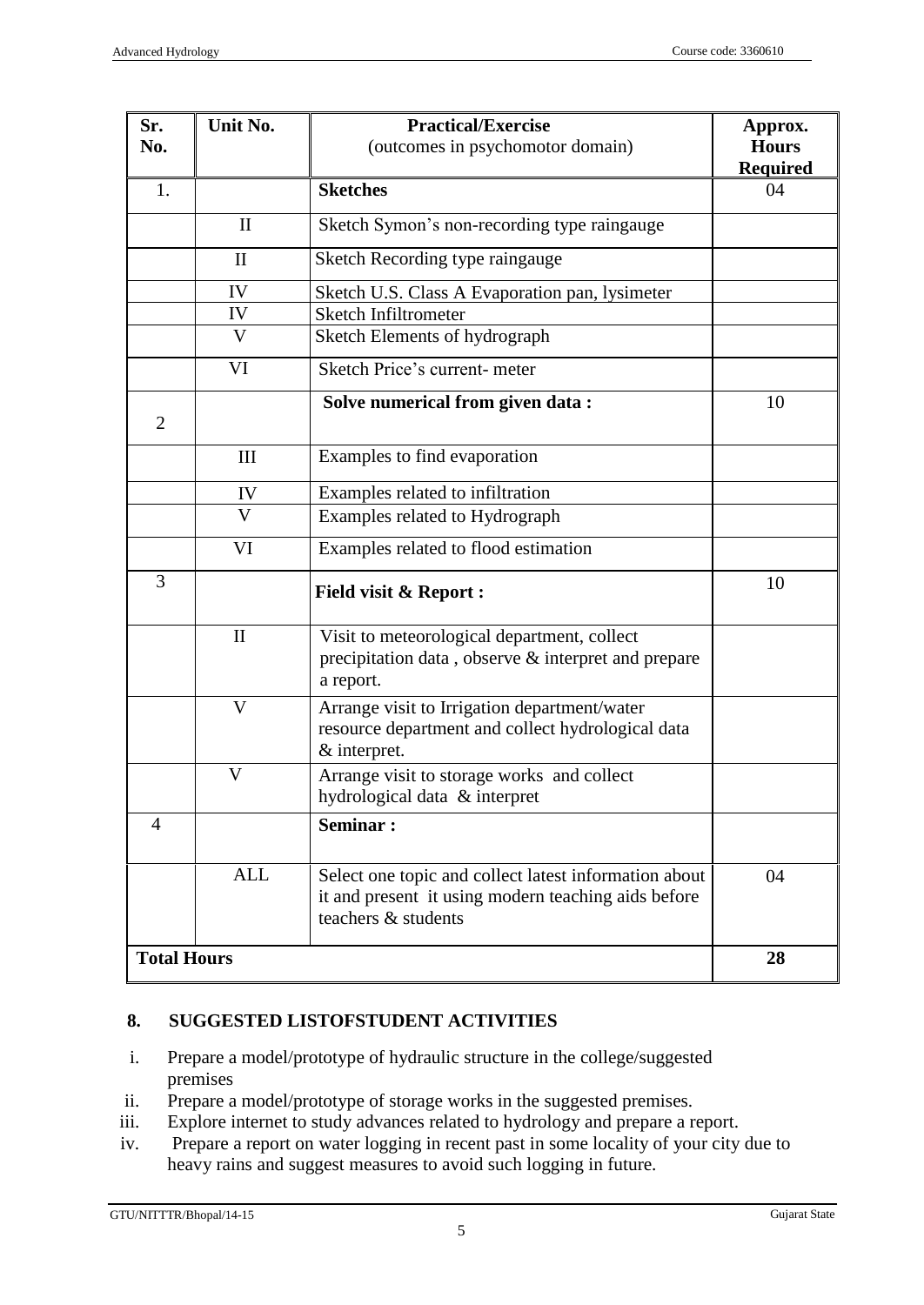| Sr. No. | Unit No. | Practical/Exercise (outcomes in psychomotor domain) | Approx. Hours Required |
|---|---|---|---|
| 1. | | **Sketches** | 04 |
| | II | Sketch Symon's non-recording type raingauge | |
| | II | Sketch Recording type raingauge | |
| | IV | Sketch U.S. Class A Evaporation pan, lysimeter | |
| | IV | Sketch Infiltrometer | |
| | V | Sketch Elements of hydrograph | |
| | VI | Sketch Price's current- meter | |
| 2 | | **Solve numerical from given data :** | 10 |
| | III | Examples to find evaporation | |
| | IV | Examples related to infiltration | |
| | V | Examples related to Hydrograph | |
| | VI | Examples related to flood estimation | |
| 3 | | **Field visit & Report :** | 10 |
| | II | Visit to meteorological department, collect precipitation data , observe & interpret and prepare a report. | |
| | V | Arrange visit to Irrigation department/water resource department and collect hydrological data & interpret. | |
| | V | Arrange visit to storage works and collect hydrological data & interpret | |
| 4 | | **Seminar :** | |
| | ALL | Select one topic and collect latest information about it and present it using modern teaching aids before teachers & students | 04 |
| **Total Hours** | | | **28** |

## 8. SUGGESTED LISTOFSTUDENT ACTIVITIES

i. Prepare a model/prototype of hydraulic structure in the college/suggested premises

ii. Prepare a model/prototype of storage works in the suggested premises.

iii. Explore internet to study advances related to hydrology and prepare a report.

iv. Prepare a report on water logging in recent past in some locality of your city due to heavy rains and suggest measures to avoid such logging in future.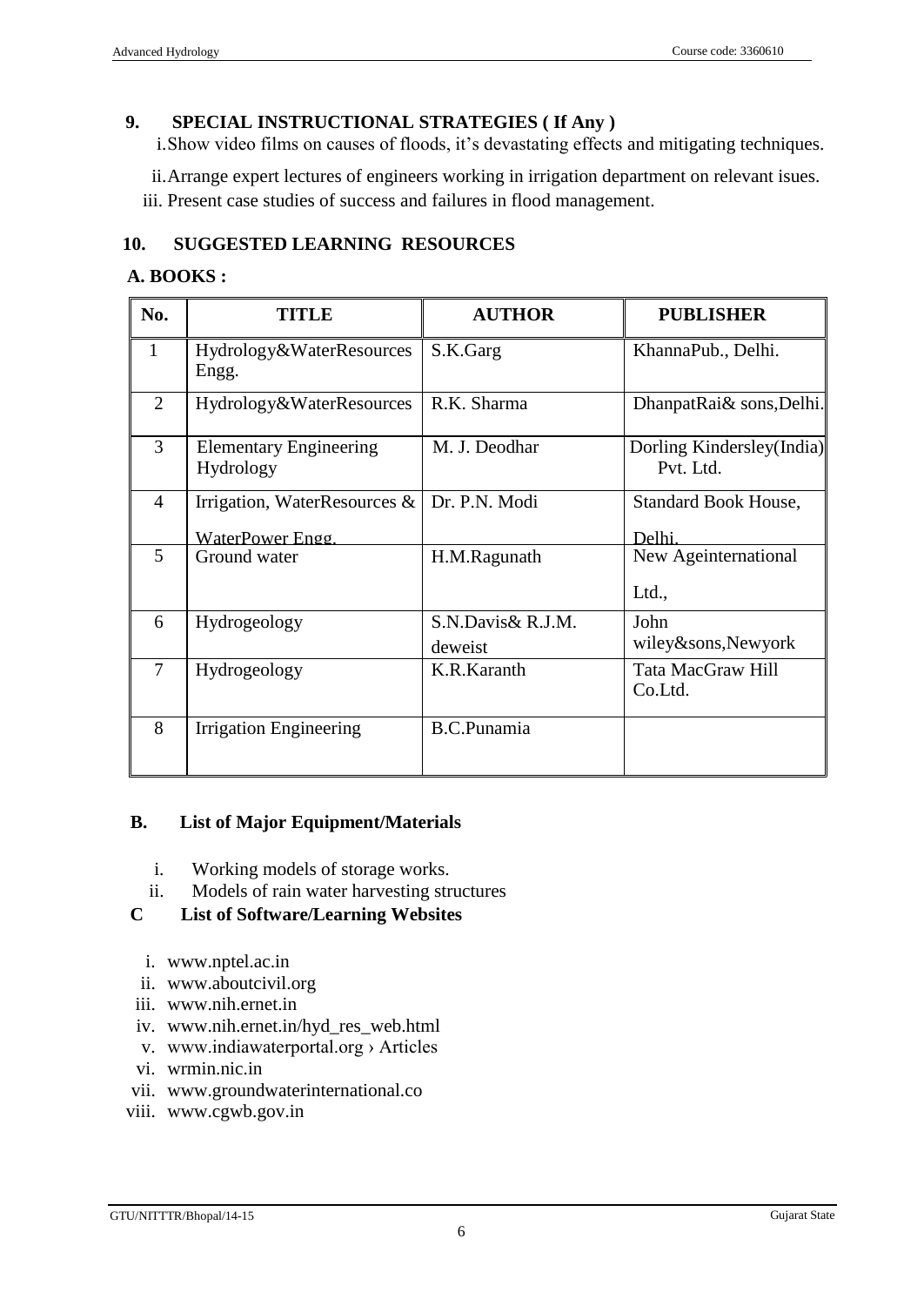## 9. SPECIAL INSTRUCTIONAL STRATEGIES ( If Any )

i. Show video films on causes of floods, it's devastating effects and mitigating techniques.

ii. Arrange expert lectures of engineers working in irrigation department on relevant isues.

iii. Present case studies of success and failures in flood management.

## 10. SUGGESTED LEARNING RESOURCES

### A. BOOKS :

| No. | TITLE | AUTHOR | PUBLISHER |
|---|---|---|---|
| 1 | Hydrology&WaterResources Engg. | S.K.Garg | KhannaPub., Delhi. |
| 2 | Hydrology&WaterResources | R.K. Sharma | DhanpatRai& sons,Delhi. |
| 3 | Elementary Engineering Hydrology | M. J. Deodhar | Dorling Kindersley(India) Pvt. Ltd. |
| 4 | Irrigation, WaterResources & WaterPower Engg. | Dr. P.N. Modi | Standard Book House, Delhi. |
| 5 | Ground water | H.M.Ragunath | New Ageinternational Ltd., |
| 6 | Hydrogeology | S.N.Davis& R.J.M. deweist | John wiley&sons,Newyork |
| 7 | Hydrogeology | K.R.Karanth | Tata MacGraw Hill Co.Ltd. |
| 8 | Irrigation Engineering | B.C.Punamia | |

### B. List of Major Equipment/Materials

i. Working models of storage works.

ii. Models of rain water harvesting structures

### C List of Software/Learning Websites

i. www.nptel.ac.in

ii. www.aboutcivil.org

iii. www.nih.ernet.in

iv. www.nih.ernet.in/hyd_res_web.html

v. www.indiawaterportal.org › Articles

vi. wrmin.nic.in

vii. www.groundwaterinternational.co

viii. www.cgwb.gov.in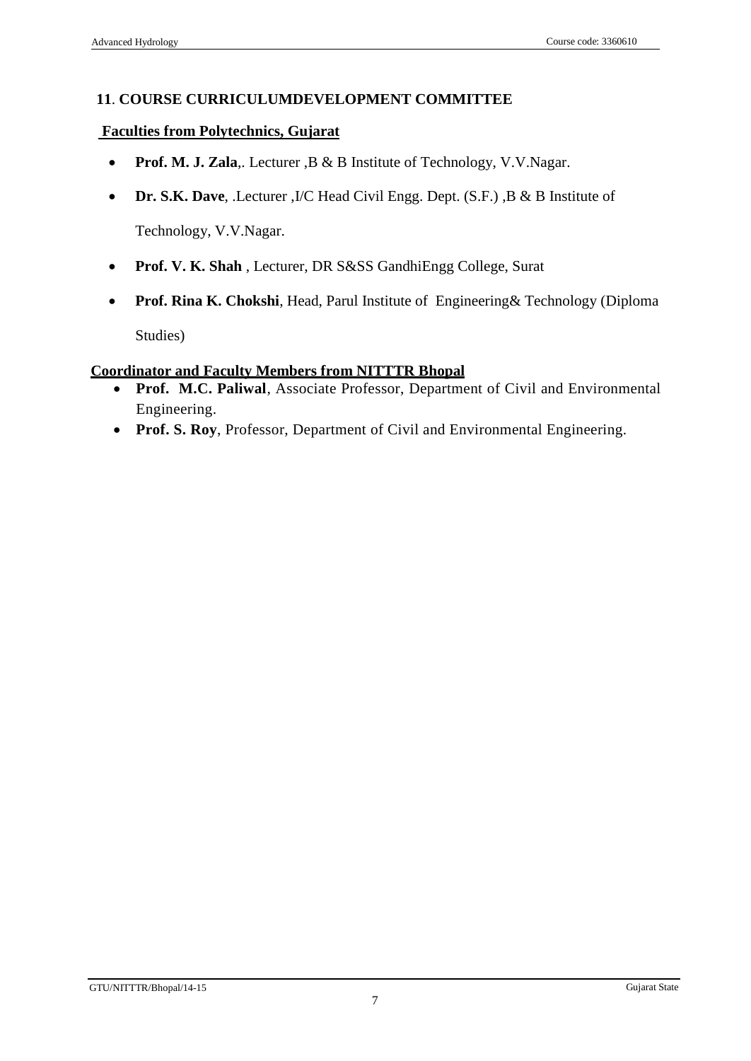## 11. COURSE CURRICULUMDEVELOPMENT COMMITTEE

### Faculties from Polytechnics, Gujarat

- **Prof. M. J. Zala**,. Lecturer ,B & B Institute of Technology, V.V.Nagar.
- **Dr. S.K. Dave**, .Lecturer ,I/C Head Civil Engg. Dept. (S.F.) ,B & B Institute of Technology, V.V.Nagar.
- **Prof. V. K. Shah** , Lecturer, DR S&SS GandhiEngg College, Surat
- **Prof. Rina K. Chokshi**, Head, Parul Institute of Engineering& Technology (Diploma Studies)

### Coordinator and Faculty Members from NITTTR Bhopal

- **Prof. M.C. Paliwal**, Associate Professor, Department of Civil and Environmental Engineering.
- **Prof. S. Roy**, Professor, Department of Civil and Environmental Engineering.